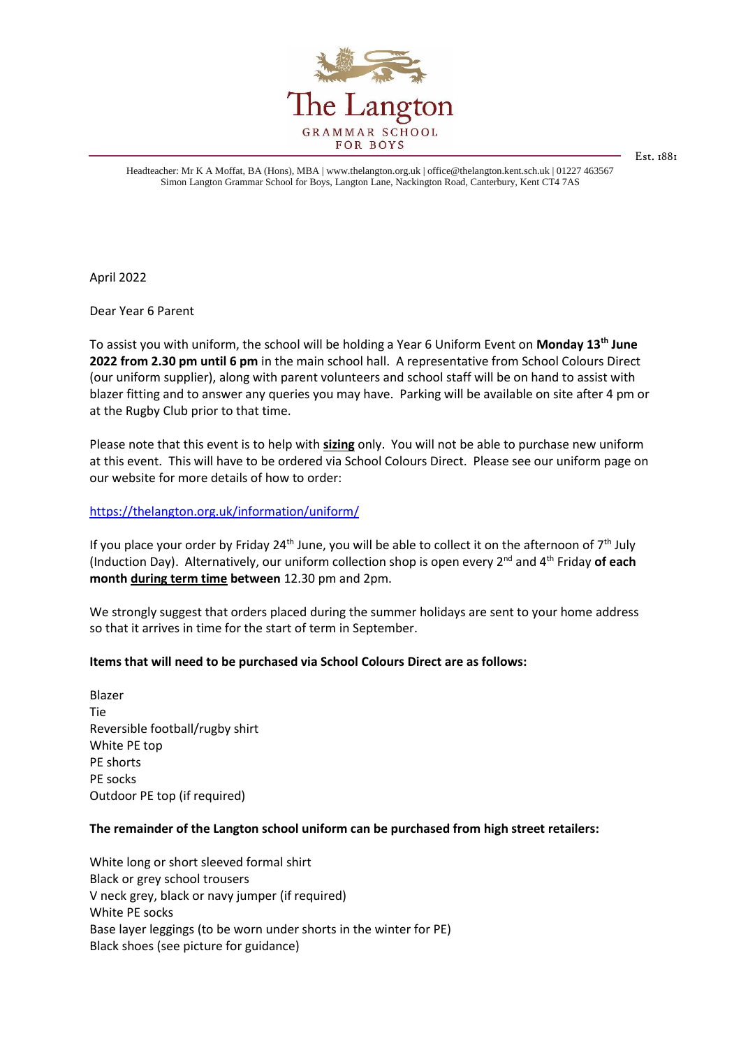# The Langton

GRAMMAR SCHOOL
FOR BOYS

Est. 1881

Headteacher: Mr K A Moffat, BA (Hons), MBA | www.thelangton.org.uk | office@thelangton.kent.sch.uk | 01227 463567
Simon Langton Grammar School for Boys, Langton Lane, Nackington Road, Canterbury, Kent CT4 7AS

April 2022

Dear Year 6 Parent

To assist you with uniform, the school will be holding a Year 6 Uniform Event on **Monday 13th June 2022 from 2.30 pm until 6 pm** in the main school hall. A representative from School Colours Direct (our uniform supplier), along with parent volunteers and school staff will be on hand to assist with blazer fitting and to answer any queries you may have. Parking will be available on site after 4 pm or at the Rugby Club prior to that time.

Please note that this event is to help with **sizing** only. You will not be able to purchase new uniform at this event. This will have to be ordered via School Colours Direct. Please see our uniform page on our website for more details of how to order:

https://thelangton.org.uk/information/uniform/

If you place your order by Friday 24th June, you will be able to collect it on the afternoon of 7th July (Induction Day). Alternatively, our uniform collection shop is open every 2nd and 4th Friday **of each month during term time between** 12.30 pm and 2pm.

We strongly suggest that orders placed during the summer holidays are sent to your home address so that it arrives in time for the start of term in September.

**Items that will need to be purchased via School Colours Direct are as follows:**

Blazer
Tie
Reversible football/rugby shirt
White PE top
PE shorts
PE socks
Outdoor PE top (if required)

**The remainder of the Langton school uniform can be purchased from high street retailers:**

White long or short sleeved formal shirt
Black or grey school trousers
V neck grey, black or navy jumper (if required)
White PE socks
Base layer leggings (to be worn under shorts in the winter for PE)
Black shoes (see picture for guidance)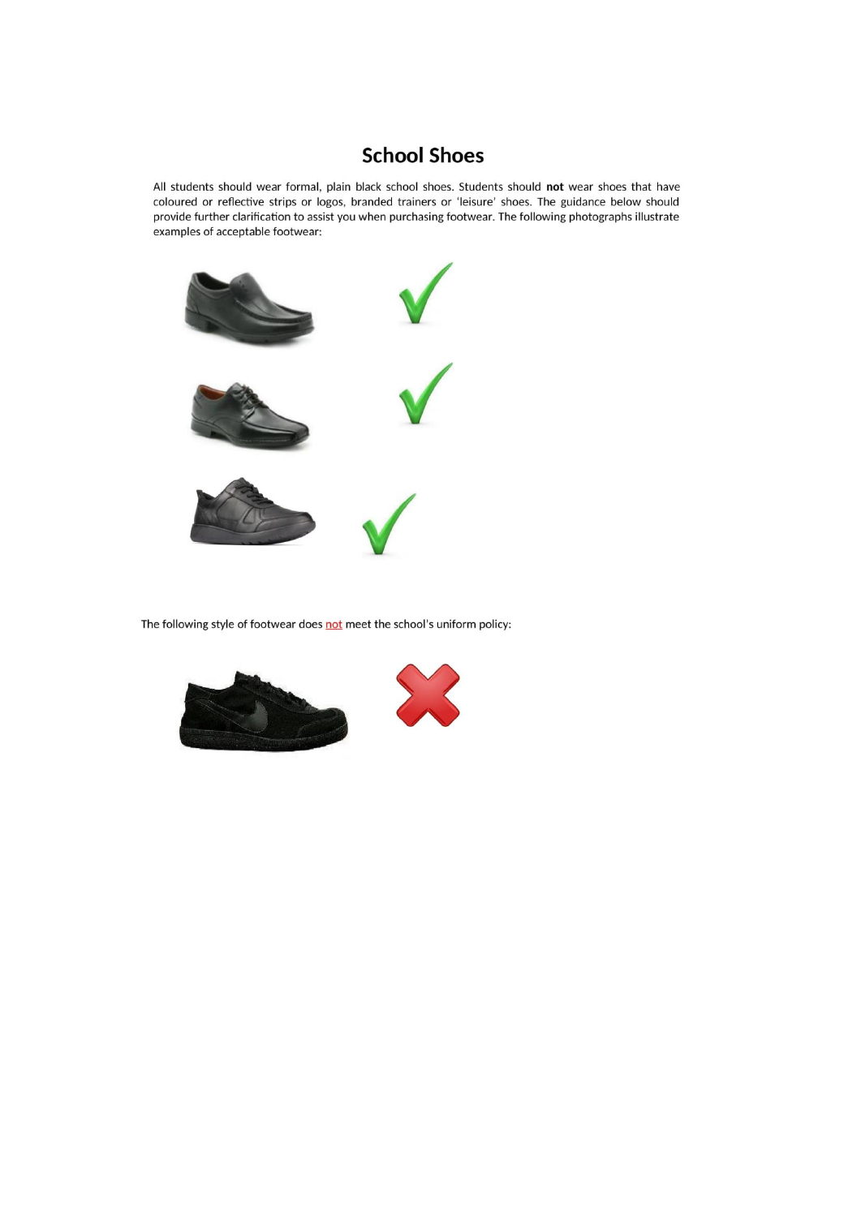# School Shoes

All students should wear formal, plain black school shoes. Students should **not** wear shoes that have coloured or reflective strips or logos, branded trainers or 'leisure' shoes. The guidance below should provide further clarification to assist you when purchasing footwear. The following photographs illustrate examples of acceptable footwear:

The following style of footwear does not meet the school's uniform policy: